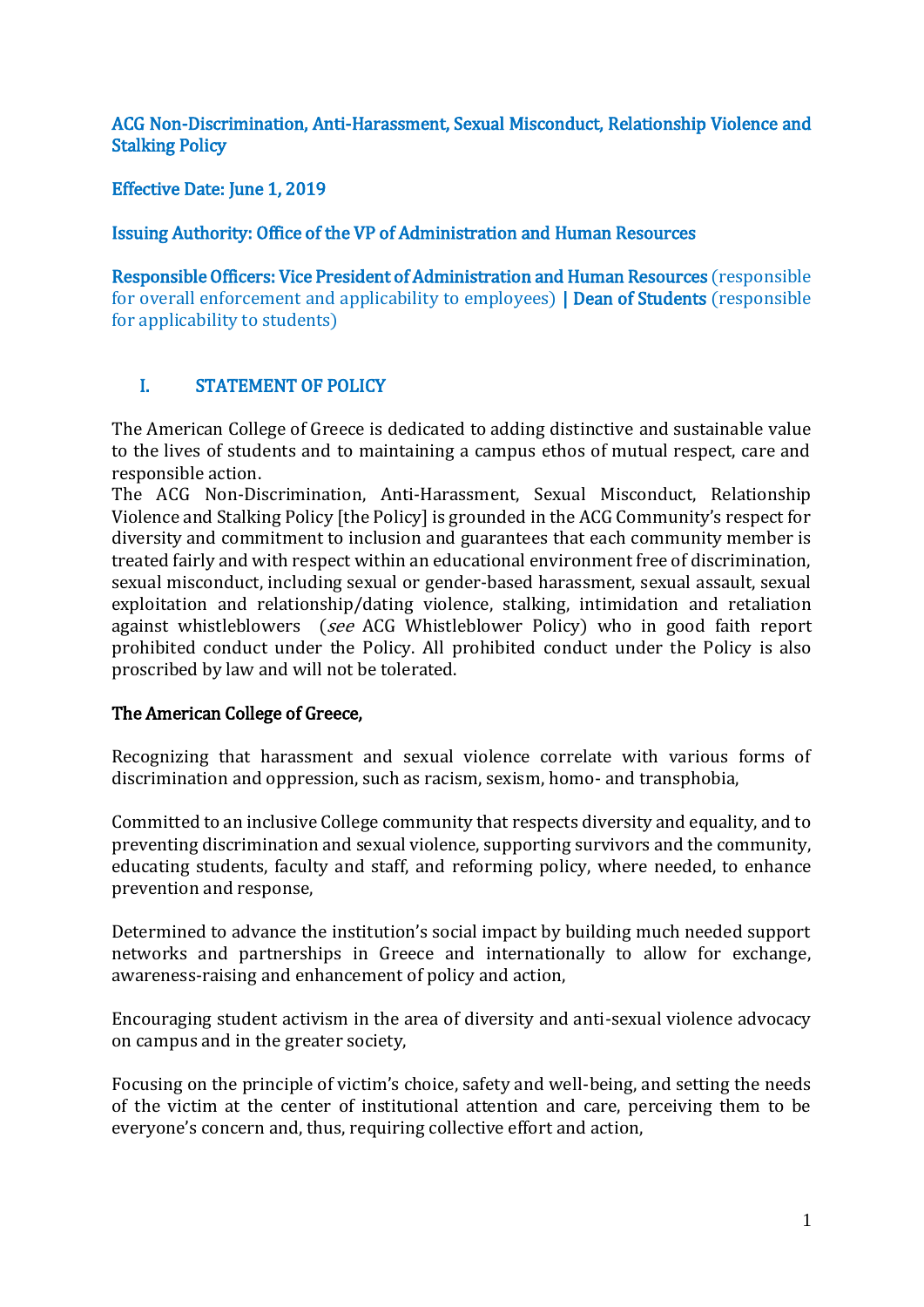# ACG Non-Discrimination, Anti-Harassment, Sexual Misconduct, Relationship Violence and Stalking Policy

**Effective Date: June 1, 2019**

**Issuing Authority: Office of the VP of Administration and Human Resources**

**Responsible Officers: Vice President of Administration and Human Resources** (responsible for overall enforcement and applicability to employees) **| Dean of Students** (responsible for applicability to students)

## I. STATEMENT OF POLICY

The American College of Greece is dedicated to adding distinctive and sustainable value to the lives of students and to maintaining a campus ethos of mutual respect, care and responsible action.

The ACG Non-Discrimination, Anti-Harassment, Sexual Misconduct, Relationship Violence and Stalking Policy [the Policy] is grounded in the ACG Community's respect for diversity and commitment to inclusion and guarantees that each community member is treated fairly and with respect within an educational environment free of discrimination, sexual misconduct, including sexual or gender-based harassment, sexual assault, sexual exploitation and relationship/dating violence, stalking, intimidation and retaliation against whistleblowers (*see* ACG Whistleblower Policy) who in good faith report prohibited conduct under the Policy. All prohibited conduct under the Policy is also proscribed by law and will not be tolerated.

**The American College of Greece,**

Recognizing that harassment and sexual violence correlate with various forms of discrimination and oppression, such as racism, sexism, homo- and transphobia,

Committed to an inclusive College community that respects diversity and equality, and to preventing discrimination and sexual violence, supporting survivors and the community, educating students, faculty and staff, and reforming policy, where needed, to enhance prevention and response,

Determined to advance the institution's social impact by building much needed support networks and partnerships in Greece and internationally to allow for exchange, awareness-raising and enhancement of policy and action,

Encouraging student activism in the area of diversity and anti-sexual violence advocacy on campus and in the greater society,

Focusing on the principle of victim's choice, safety and well-being, and setting the needs of the victim at the center of institutional attention and care, perceiving them to be everyone's concern and, thus, requiring collective effort and action,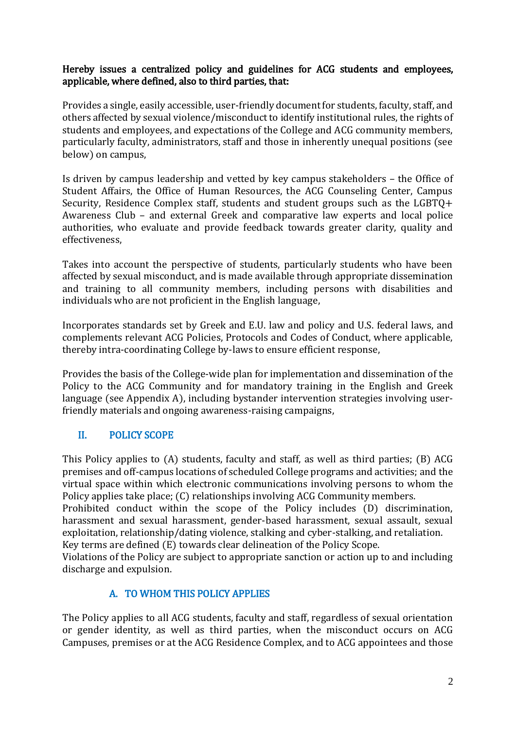**Hereby issues a centralized policy and guidelines for ACG students and employees, applicable, where defined, also to third parties, that:**

Provides a single, easily accessible, user-friendly document for students, faculty, staff, and others affected by sexual violence/misconduct to identify institutional rules, the rights of students and employees, and expectations of the College and ACG community members, particularly faculty, administrators, staff and those in inherently unequal positions (see below) on campus,

Is driven by campus leadership and vetted by key campus stakeholders – the Office of Student Affairs, the Office of Human Resources, the ACG Counseling Center, Campus Security, Residence Complex staff, students and student groups such as the LGBTQ+ Awareness Club – and external Greek and comparative law experts and local police authorities, who evaluate and provide feedback towards greater clarity, quality and effectiveness,

Takes into account the perspective of students, particularly students who have been affected by sexual misconduct, and is made available through appropriate dissemination and training to all community members, including persons with disabilities and individuals who are not proficient in the English language,

Incorporates standards set by Greek and E.U. law and policy and U.S. federal laws, and complements relevant ACG Policies, Protocols and Codes of Conduct, where applicable, thereby intra-coordinating College by-laws to ensure efficient response,

Provides the basis of the College-wide plan for implementation and dissemination of the Policy to the ACG Community and for mandatory training in the English and Greek language (see Appendix A), including bystander intervention strategies involving user-friendly materials and ongoing awareness-raising campaigns,

## II. POLICY SCOPE

This Policy applies to (A) students, faculty and staff, as well as third parties; (B) ACG premises and off-campus locations of scheduled College programs and activities; and the virtual space within which electronic communications involving persons to whom the Policy applies take place; (C) relationships involving ACG Community members.
Prohibited conduct within the scope of the Policy includes (D) discrimination, harassment and sexual harassment, gender-based harassment, sexual assault, sexual exploitation, relationship/dating violence, stalking and cyber-stalking, and retaliation.
Key terms are defined (E) towards clear delineation of the Policy Scope.
Violations of the Policy are subject to appropriate sanction or action up to and including discharge and expulsion.

### A. TO WHOM THIS POLICY APPLIES

The Policy applies to all ACG students, faculty and staff, regardless of sexual orientation or gender identity, as well as third parties, when the misconduct occurs on ACG Campuses, premises or at the ACG Residence Complex, and to ACG appointees and those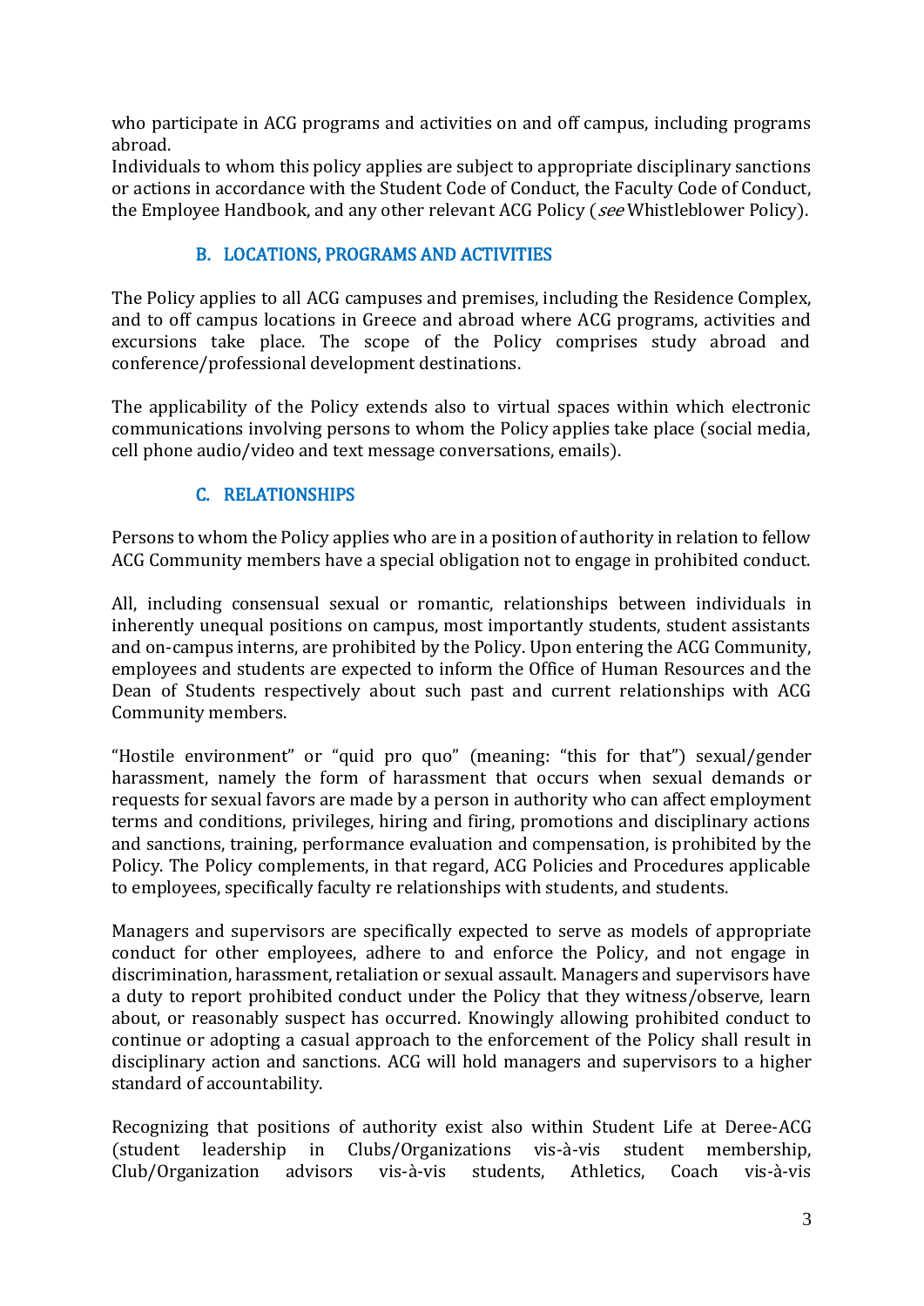who participate in ACG programs and activities on and off campus, including programs abroad.
Individuals to whom this policy applies are subject to appropriate disciplinary sanctions or actions in accordance with the Student Code of Conduct, the Faculty Code of Conduct, the Employee Handbook, and any other relevant ACG Policy (*see* Whistleblower Policy).

### B. LOCATIONS, PROGRAMS AND ACTIVITIES

The Policy applies to all ACG campuses and premises, including the Residence Complex, and to off campus locations in Greece and abroad where ACG programs, activities and excursions take place. The scope of the Policy comprises study abroad and conference/professional development destinations.

The applicability of the Policy extends also to virtual spaces within which electronic communications involving persons to whom the Policy applies take place (social media, cell phone audio/video and text message conversations, emails).

### C. RELATIONSHIPS

Persons to whom the Policy applies who are in a position of authority in relation to fellow ACG Community members have a special obligation not to engage in prohibited conduct.

All, including consensual sexual or romantic, relationships between individuals in inherently unequal positions on campus, most importantly students, student assistants and on-campus interns, are prohibited by the Policy. Upon entering the ACG Community, employees and students are expected to inform the Office of Human Resources and the Dean of Students respectively about such past and current relationships with ACG Community members.

"Hostile environment" or "quid pro quo" (meaning: "this for that") sexual/gender harassment, namely the form of harassment that occurs when sexual demands or requests for sexual favors are made by a person in authority who can affect employment terms and conditions, privileges, hiring and firing, promotions and disciplinary actions and sanctions, training, performance evaluation and compensation, is prohibited by the Policy. The Policy complements, in that regard, ACG Policies and Procedures applicable to employees, specifically faculty re relationships with students, and students.

Managers and supervisors are specifically expected to serve as models of appropriate conduct for other employees, adhere to and enforce the Policy, and not engage in discrimination, harassment, retaliation or sexual assault. Managers and supervisors have a duty to report prohibited conduct under the Policy that they witness/observe, learn about, or reasonably suspect has occurred. Knowingly allowing prohibited conduct to continue or adopting a casual approach to the enforcement of the Policy shall result in disciplinary action and sanctions. ACG will hold managers and supervisors to a higher standard of accountability.

Recognizing that positions of authority exist also within Student Life at Deree-ACG (student leadership in Clubs/Organizations vis-à-vis student membership, Club/Organization advisors vis-à-vis students, Athletics, Coach vis-à-vis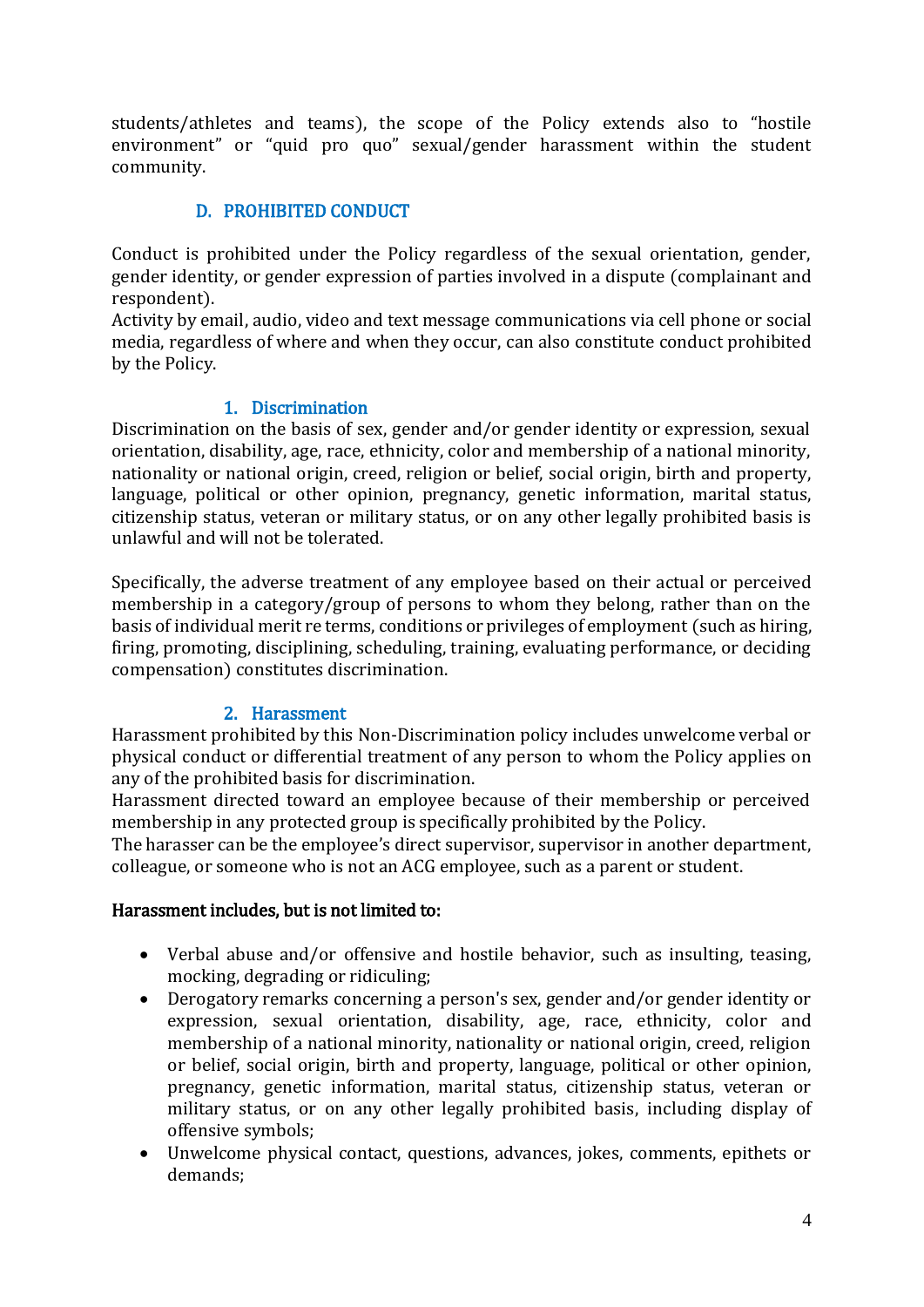students/athletes and teams), the scope of the Policy extends also to "hostile environment" or "quid pro quo" sexual/gender harassment within the student community.

## D. PROHIBITED CONDUCT

Conduct is prohibited under the Policy regardless of the sexual orientation, gender, gender identity, or gender expression of parties involved in a dispute (complainant and respondent).
Activity by email, audio, video and text message communications via cell phone or social media, regardless of where and when they occur, can also constitute conduct prohibited by the Policy.

### 1. Discrimination

Discrimination on the basis of sex, gender and/or gender identity or expression, sexual orientation, disability, age, race, ethnicity, color and membership of a national minority, nationality or national origin, creed, religion or belief, social origin, birth and property, language, political or other opinion, pregnancy, genetic information, marital status, citizenship status, veteran or military status, or on any other legally prohibited basis is unlawful and will not be tolerated.

Specifically, the adverse treatment of any employee based on their actual or perceived membership in a category/group of persons to whom they belong, rather than on the basis of individual merit re terms, conditions or privileges of employment (such as hiring, firing, promoting, disciplining, scheduling, training, evaluating performance, or deciding compensation) constitutes discrimination.

### 2. Harassment

Harassment prohibited by this Non-Discrimination policy includes unwelcome verbal or physical conduct or differential treatment of any person to whom the Policy applies on any of the prohibited basis for discrimination.
Harassment directed toward an employee because of their membership or perceived membership in any protected group is specifically prohibited by the Policy.
The harasser can be the employee's direct supervisor, supervisor in another department, colleague, or someone who is not an ACG employee, such as a parent or student.

**Harassment includes, but is not limited to:**

- Verbal abuse and/or offensive and hostile behavior, such as insulting, teasing, mocking, degrading or ridiculing;
- Derogatory remarks concerning a person's sex, gender and/or gender identity or expression, sexual orientation, disability, age, race, ethnicity, color and membership of a national minority, nationality or national origin, creed, religion or belief, social origin, birth and property, language, political or other opinion, pregnancy, genetic information, marital status, citizenship status, veteran or military status, or on any other legally prohibited basis, including display of offensive symbols;
- Unwelcome physical contact, questions, advances, jokes, comments, epithets or demands;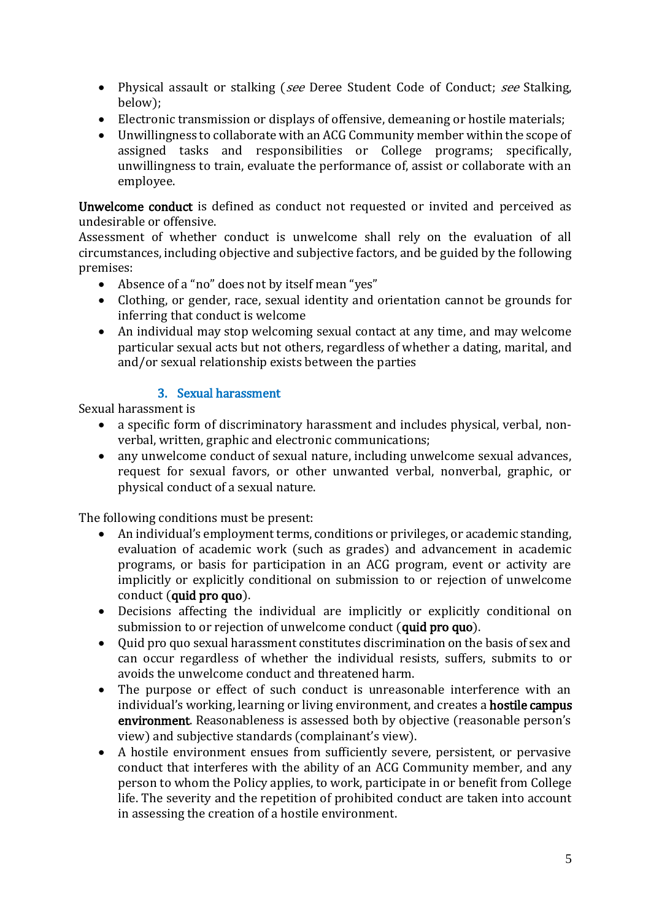- Physical assault or stalking (*see* Deree Student Code of Conduct; *see* Stalking, below);
- Electronic transmission or displays of offensive, demeaning or hostile materials;
- Unwillingness to collaborate with an ACG Community member within the scope of assigned tasks and responsibilities or College programs; specifically, unwillingness to train, evaluate the performance of, assist or collaborate with an employee.

**Unwelcome conduct** is defined as conduct not requested or invited and perceived as undesirable or offensive.
Assessment of whether conduct is unwelcome shall rely on the evaluation of all circumstances, including objective and subjective factors, and be guided by the following premises:

- Absence of a "no" does not by itself mean "yes"
- Clothing, or gender, race, sexual identity and orientation cannot be grounds for inferring that conduct is welcome
- An individual may stop welcoming sexual contact at any time, and may welcome particular sexual acts but not others, regardless of whether a dating, marital, and and/or sexual relationship exists between the parties

### 3. Sexual harassment

Sexual harassment is

- a specific form of discriminatory harassment and includes physical, verbal, non-verbal, written, graphic and electronic communications;
- any unwelcome conduct of sexual nature, including unwelcome sexual advances, request for sexual favors, or other unwanted verbal, nonverbal, graphic, or physical conduct of a sexual nature.

The following conditions must be present:

- An individual's employment terms, conditions or privileges, or academic standing, evaluation of academic work (such as grades) and advancement in academic programs, or basis for participation in an ACG program, event or activity are implicitly or explicitly conditional on submission to or rejection of unwelcome conduct (**quid pro quo**).
- Decisions affecting the individual are implicitly or explicitly conditional on submission to or rejection of unwelcome conduct (**quid pro quo**).
- Quid pro quo sexual harassment constitutes discrimination on the basis of sex and can occur regardless of whether the individual resists, suffers, submits to or avoids the unwelcome conduct and threatened harm.
- The purpose or effect of such conduct is unreasonable interference with an individual's working, learning or living environment, and creates a **hostile campus environment**. Reasonableness is assessed both by objective (reasonable person's view) and subjective standards (complainant's view).
- A hostile environment ensues from sufficiently severe, persistent, or pervasive conduct that interferes with the ability of an ACG Community member, and any person to whom the Policy applies, to work, participate in or benefit from College life. The severity and the repetition of prohibited conduct are taken into account in assessing the creation of a hostile environment.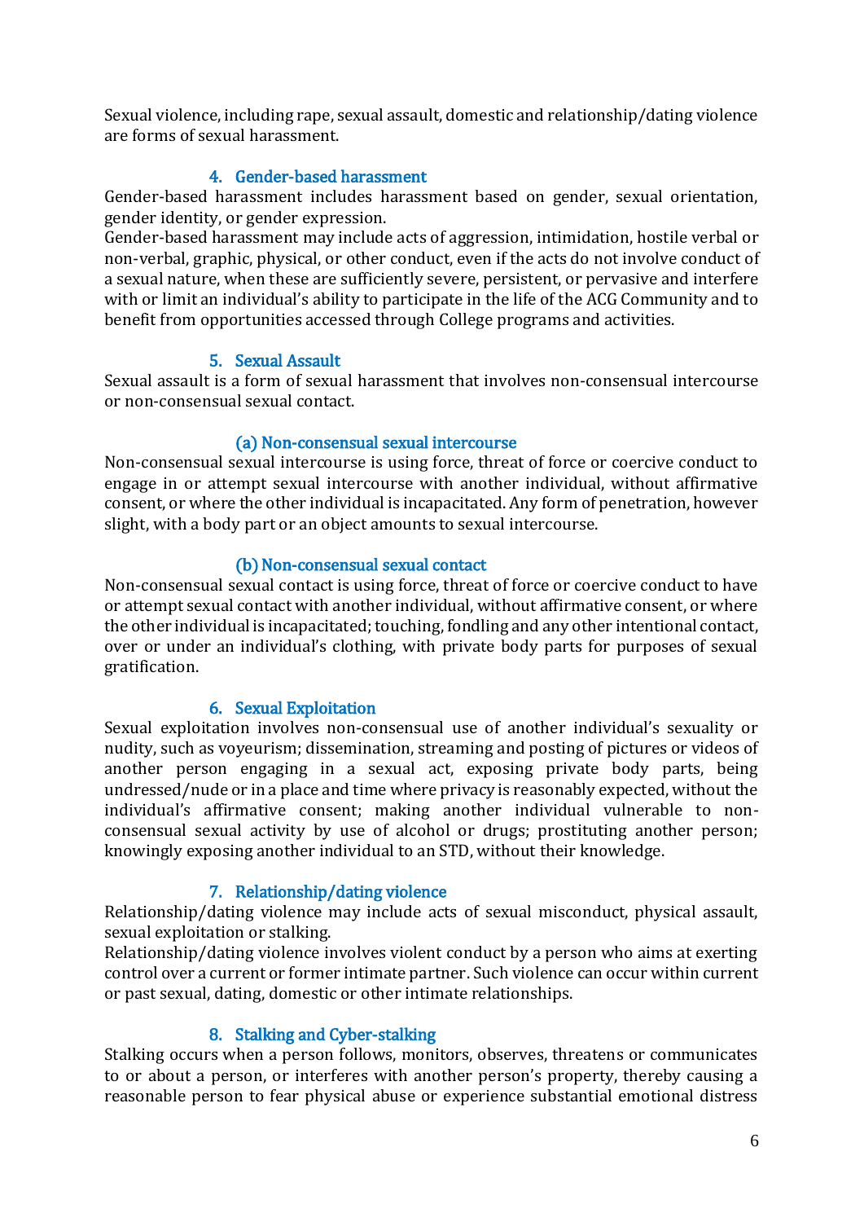Sexual violence, including rape, sexual assault, domestic and relationship/dating violence are forms of sexual harassment.

### 4. Gender-based harassment

Gender-based harassment includes harassment based on gender, sexual orientation, gender identity, or gender expression.

Gender-based harassment may include acts of aggression, intimidation, hostile verbal or non-verbal, graphic, physical, or other conduct, even if the acts do not involve conduct of a sexual nature, when these are sufficiently severe, persistent, or pervasive and interfere with or limit an individual's ability to participate in the life of the ACG Community and to benefit from opportunities accessed through College programs and activities.

### 5. Sexual Assault

Sexual assault is a form of sexual harassment that involves non-consensual intercourse or non-consensual sexual contact.

#### (a) Non-consensual sexual intercourse

Non-consensual sexual intercourse is using force, threat of force or coercive conduct to engage in or attempt sexual intercourse with another individual, without affirmative consent, or where the other individual is incapacitated. Any form of penetration, however slight, with a body part or an object amounts to sexual intercourse.

#### (b) Non-consensual sexual contact

Non-consensual sexual contact is using force, threat of force or coercive conduct to have or attempt sexual contact with another individual, without affirmative consent, or where the other individual is incapacitated; touching, fondling and any other intentional contact, over or under an individual's clothing, with private body parts for purposes of sexual gratification.

### 6. Sexual Exploitation

Sexual exploitation involves non-consensual use of another individual's sexuality or nudity, such as voyeurism; dissemination, streaming and posting of pictures or videos of another person engaging in a sexual act, exposing private body parts, being undressed/nude or in a place and time where privacy is reasonably expected, without the individual's affirmative consent; making another individual vulnerable to non-consensual sexual activity by use of alcohol or drugs; prostituting another person; knowingly exposing another individual to an STD, without their knowledge.

### 7. Relationship/dating violence

Relationship/dating violence may include acts of sexual misconduct, physical assault, sexual exploitation or stalking.

Relationship/dating violence involves violent conduct by a person who aims at exerting control over a current or former intimate partner. Such violence can occur within current or past sexual, dating, domestic or other intimate relationships.

### 8. Stalking and Cyber-stalking

Stalking occurs when a person follows, monitors, observes, threatens or communicates to or about a person, or interferes with another person's property, thereby causing a reasonable person to fear physical abuse or experience substantial emotional distress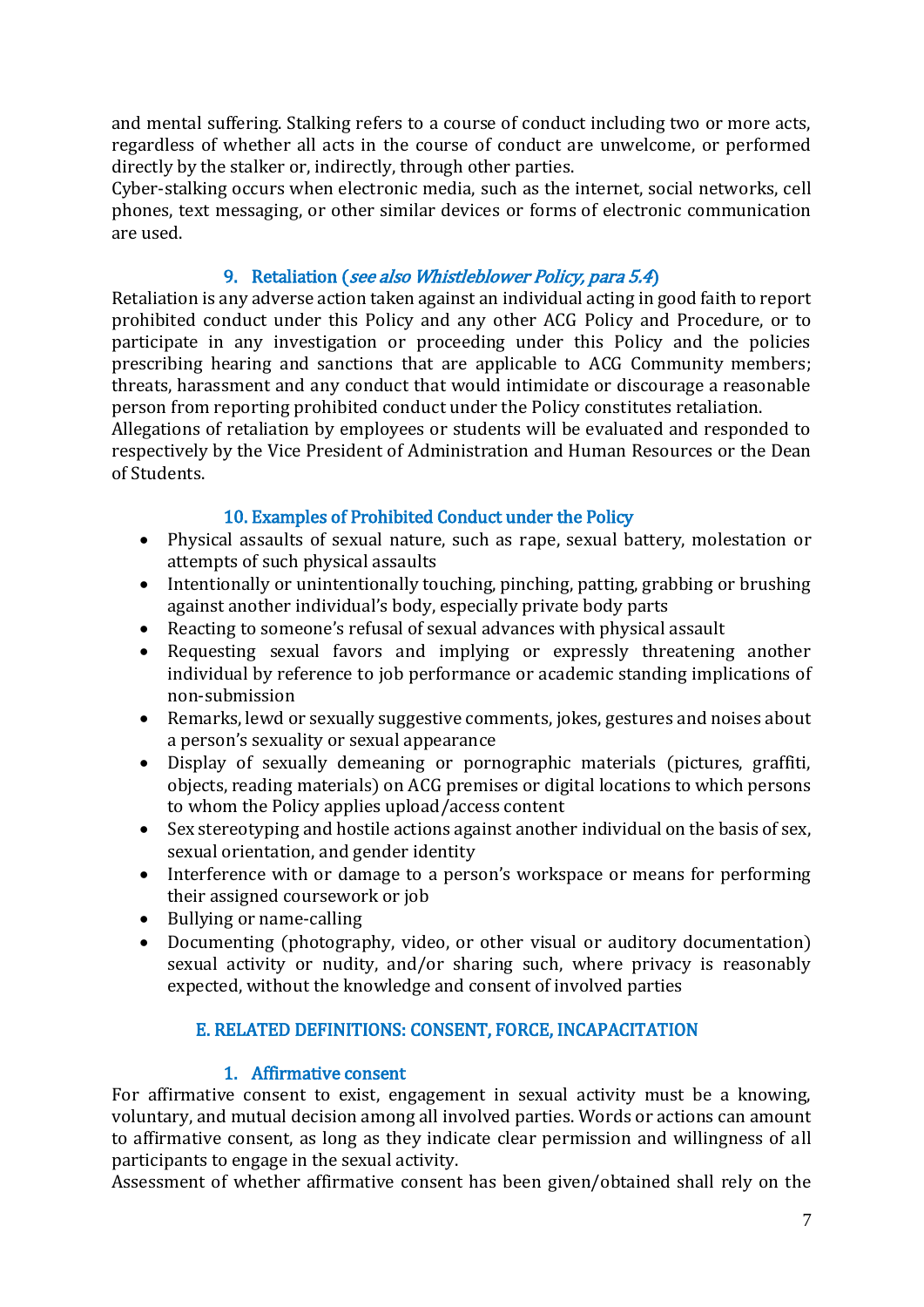and mental suffering. Stalking refers to a course of conduct including two or more acts, regardless of whether all acts in the course of conduct are unwelcome, or performed directly by the stalker or, indirectly, through other parties.
Cyber-stalking occurs when electronic media, such as the internet, social networks, cell phones, text messaging, or other similar devices or forms of electronic communication are used.

### 9. Retaliation (*see also Whistleblower Policy, para 5.4*)

Retaliation is any adverse action taken against an individual acting in good faith to report prohibited conduct under this Policy and any other ACG Policy and Procedure, or to participate in any investigation or proceeding under this Policy and the policies prescribing hearing and sanctions that are applicable to ACG Community members; threats, harassment and any conduct that would intimidate or discourage a reasonable person from reporting prohibited conduct under the Policy constitutes retaliation.
Allegations of retaliation by employees or students will be evaluated and responded to respectively by the Vice President of Administration and Human Resources or the Dean of Students.

### 10. Examples of Prohibited Conduct under the Policy

- Physical assaults of sexual nature, such as rape, sexual battery, molestation or attempts of such physical assaults
- Intentionally or unintentionally touching, pinching, patting, grabbing or brushing against another individual's body, especially private body parts
- Reacting to someone's refusal of sexual advances with physical assault
- Requesting sexual favors and implying or expressly threatening another individual by reference to job performance or academic standing implications of non-submission
- Remarks, lewd or sexually suggestive comments, jokes, gestures and noises about a person's sexuality or sexual appearance
- Display of sexually demeaning or pornographic materials (pictures, graffiti, objects, reading materials) on ACG premises or digital locations to which persons to whom the Policy applies upload/access content
- Sex stereotyping and hostile actions against another individual on the basis of sex, sexual orientation, and gender identity
- Interference with or damage to a person's workspace or means for performing their assigned coursework or job
- Bullying or name-calling
- Documenting (photography, video, or other visual or auditory documentation) sexual activity or nudity, and/or sharing such, where privacy is reasonably expected, without the knowledge and consent of involved parties

## E. RELATED DEFINITIONS: CONSENT, FORCE, INCAPACITATION

### 1. Affirmative consent

For affirmative consent to exist, engagement in sexual activity must be a knowing, voluntary, and mutual decision among all involved parties. Words or actions can amount to affirmative consent, as long as they indicate clear permission and willingness of all participants to engage in the sexual activity.
Assessment of whether affirmative consent has been given/obtained shall rely on the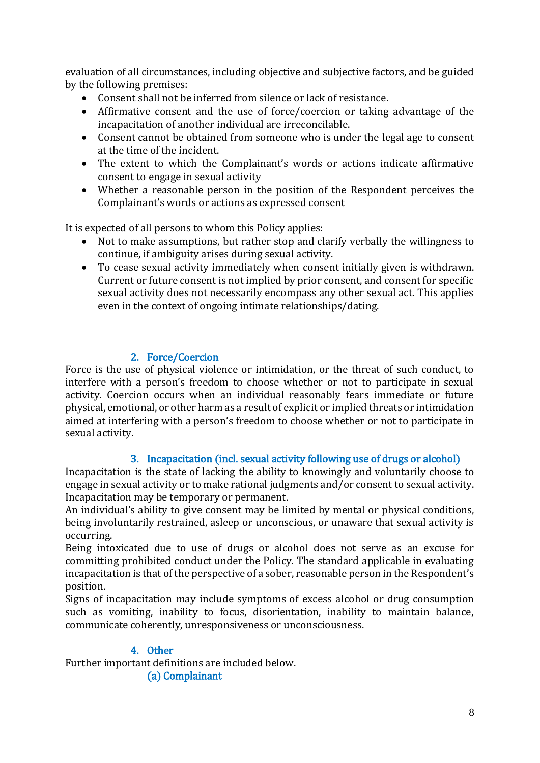evaluation of all circumstances, including objective and subjective factors, and be guided by the following premises:

- Consent shall not be inferred from silence or lack of resistance.
- Affirmative consent and the use of force/coercion or taking advantage of the incapacitation of another individual are irreconcilable.
- Consent cannot be obtained from someone who is under the legal age to consent at the time of the incident.
- The extent to which the Complainant's words or actions indicate affirmative consent to engage in sexual activity
- Whether a reasonable person in the position of the Respondent perceives the Complainant's words or actions as expressed consent

It is expected of all persons to whom this Policy applies:

- Not to make assumptions, but rather stop and clarify verbally the willingness to continue, if ambiguity arises during sexual activity.
- To cease sexual activity immediately when consent initially given is withdrawn. Current or future consent is not implied by prior consent, and consent for specific sexual activity does not necessarily encompass any other sexual act. This applies even in the context of ongoing intimate relationships/dating.

### 2. Force/Coercion

Force is the use of physical violence or intimidation, or the threat of such conduct, to interfere with a person's freedom to choose whether or not to participate in sexual activity. Coercion occurs when an individual reasonably fears immediate or future physical, emotional, or other harm as a result of explicit or implied threats or intimidation aimed at interfering with a person's freedom to choose whether or not to participate in sexual activity.

### 3. Incapacitation (incl. sexual activity following use of drugs or alcohol)

Incapacitation is the state of lacking the ability to knowingly and voluntarily choose to engage in sexual activity or to make rational judgments and/or consent to sexual activity. Incapacitation may be temporary or permanent.

An individual's ability to give consent may be limited by mental or physical conditions, being involuntarily restrained, asleep or unconscious, or unaware that sexual activity is occurring.

Being intoxicated due to use of drugs or alcohol does not serve as an excuse for committing prohibited conduct under the Policy. The standard applicable in evaluating incapacitation is that of the perspective of a sober, reasonable person in the Respondent's position.

Signs of incapacitation may include symptoms of excess alcohol or drug consumption such as vomiting, inability to focus, disorientation, inability to maintain balance, communicate coherently, unresponsiveness or unconsciousness.

### 4. Other

Further important definitions are included below.

#### (a) Complainant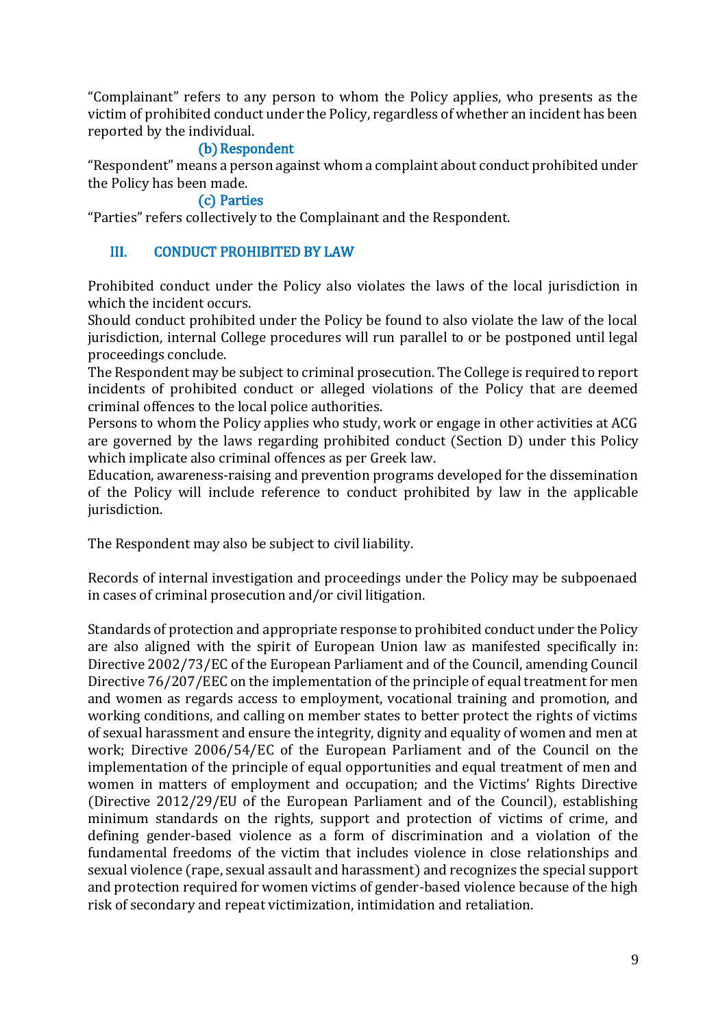"Complainant" refers to any person to whom the Policy applies, who presents as the victim of prohibited conduct under the Policy, regardless of whether an incident has been reported by the individual.

#### (b) Respondent

"Respondent" means a person against whom a complaint about conduct prohibited under the Policy has been made.

#### (c) Parties

"Parties" refers collectively to the Complainant and the Respondent.

## III. CONDUCT PROHIBITED BY LAW

Prohibited conduct under the Policy also violates the laws of the local jurisdiction in which the incident occurs.
Should conduct prohibited under the Policy be found to also violate the law of the local jurisdiction, internal College procedures will run parallel to or be postponed until legal proceedings conclude.
The Respondent may be subject to criminal prosecution. The College is required to report incidents of prohibited conduct or alleged violations of the Policy that are deemed criminal offences to the local police authorities.
Persons to whom the Policy applies who study, work or engage in other activities at ACG are governed by the laws regarding prohibited conduct (Section D) under this Policy which implicate also criminal offences as per Greek law.
Education, awareness-raising and prevention programs developed for the dissemination of the Policy will include reference to conduct prohibited by law in the applicable jurisdiction.

The Respondent may also be subject to civil liability.

Records of internal investigation and proceedings under the Policy may be subpoenaed in cases of criminal prosecution and/or civil litigation.

Standards of protection and appropriate response to prohibited conduct under the Policy are also aligned with the spirit of European Union law as manifested specifically in: Directive 2002/73/EC of the European Parliament and of the Council, amending Council Directive 76/207/EEC on the implementation of the principle of equal treatment for men and women as regards access to employment, vocational training and promotion, and working conditions, and calling on member states to better protect the rights of victims of sexual harassment and ensure the integrity, dignity and equality of women and men at work; Directive 2006/54/EC of the European Parliament and of the Council on the implementation of the principle of equal opportunities and equal treatment of men and women in matters of employment and occupation; and the Victims' Rights Directive (Directive 2012/29/EU of the European Parliament and of the Council), establishing minimum standards on the rights, support and protection of victims of crime, and defining gender-based violence as a form of discrimination and a violation of the fundamental freedoms of the victim that includes violence in close relationships and sexual violence (rape, sexual assault and harassment) and recognizes the special support and protection required for women victims of gender-based violence because of the high risk of secondary and repeat victimization, intimidation and retaliation.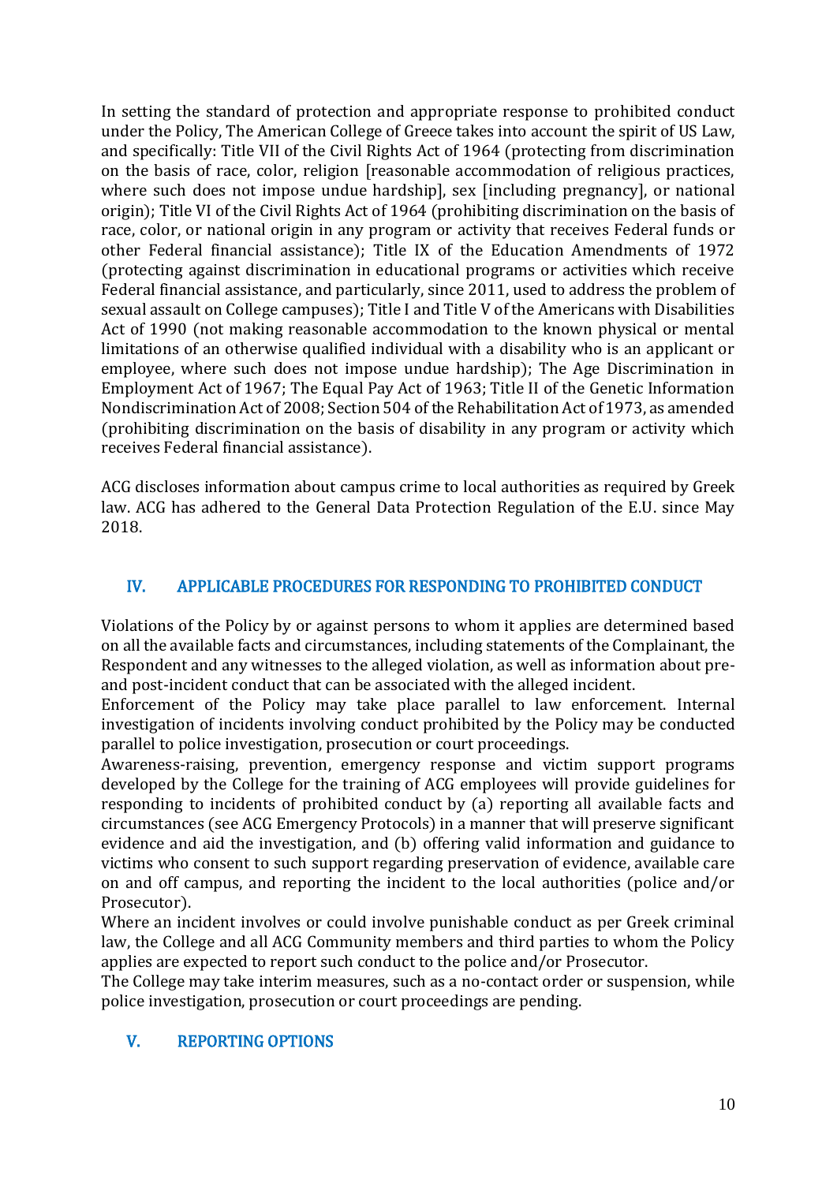In setting the standard of protection and appropriate response to prohibited conduct under the Policy, The American College of Greece takes into account the spirit of US Law, and specifically: Title VII of the Civil Rights Act of 1964 (protecting from discrimination on the basis of race, color, religion [reasonable accommodation of religious practices, where such does not impose undue hardship], sex [including pregnancy], or national origin); Title VI of the Civil Rights Act of 1964 (prohibiting discrimination on the basis of race, color, or national origin in any program or activity that receives Federal funds or other Federal financial assistance); Title IX of the Education Amendments of 1972 (protecting against discrimination in educational programs or activities which receive Federal financial assistance, and particularly, since 2011, used to address the problem of sexual assault on College campuses); Title I and Title V of the Americans with Disabilities Act of 1990 (not making reasonable accommodation to the known physical or mental limitations of an otherwise qualified individual with a disability who is an applicant or employee, where such does not impose undue hardship); The Age Discrimination in Employment Act of 1967; The Equal Pay Act of 1963; Title II of the Genetic Information Nondiscrimination Act of 2008; Section 504 of the Rehabilitation Act of 1973, as amended (prohibiting discrimination on the basis of disability in any program or activity which receives Federal financial assistance).

ACG discloses information about campus crime to local authorities as required by Greek law. ACG has adhered to the General Data Protection Regulation of the E.U. since May 2018.

## IV. APPLICABLE PROCEDURES FOR RESPONDING TO PROHIBITED CONDUCT

Violations of the Policy by or against persons to whom it applies are determined based on all the available facts and circumstances, including statements of the Complainant, the Respondent and any witnesses to the alleged violation, as well as information about pre- and post-incident conduct that can be associated with the alleged incident.

Enforcement of the Policy may take place parallel to law enforcement. Internal investigation of incidents involving conduct prohibited by the Policy may be conducted parallel to police investigation, prosecution or court proceedings.

Awareness-raising, prevention, emergency response and victim support programs developed by the College for the training of ACG employees will provide guidelines for responding to incidents of prohibited conduct by (a) reporting all available facts and circumstances (see ACG Emergency Protocols) in a manner that will preserve significant evidence and aid the investigation, and (b) offering valid information and guidance to victims who consent to such support regarding preservation of evidence, available care on and off campus, and reporting the incident to the local authorities (police and/or Prosecutor).

Where an incident involves or could involve punishable conduct as per Greek criminal law, the College and all ACG Community members and third parties to whom the Policy applies are expected to report such conduct to the police and/or Prosecutor.

The College may take interim measures, such as a no-contact order or suspension, while police investigation, prosecution or court proceedings are pending.

## V. REPORTING OPTIONS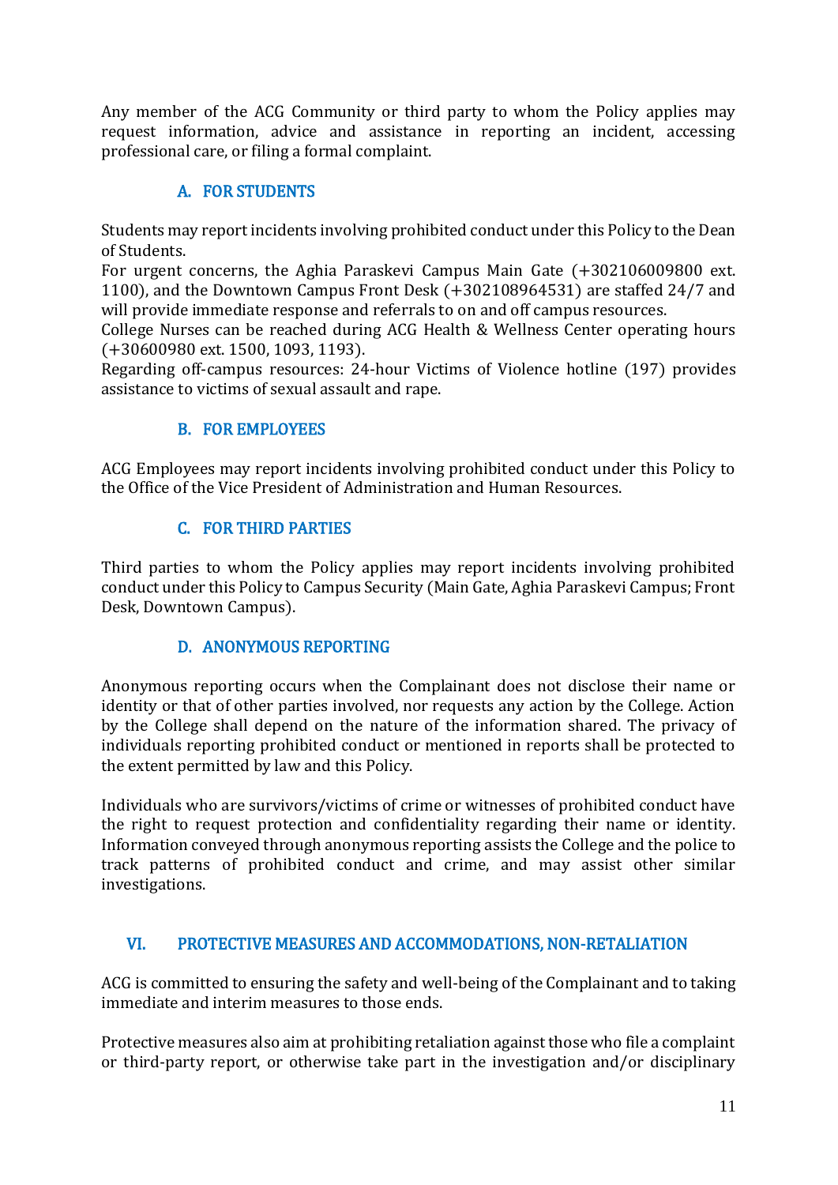Any member of the ACG Community or third party to whom the Policy applies may request information, advice and assistance in reporting an incident, accessing professional care, or filing a formal complaint.

### A. FOR STUDENTS

Students may report incidents involving prohibited conduct under this Policy to the Dean of Students.
For urgent concerns, the Aghia Paraskevi Campus Main Gate (+302106009800 ext. 1100), and the Downtown Campus Front Desk (+302108964531) are staffed 24/7 and will provide immediate response and referrals to on and off campus resources.
College Nurses can be reached during ACG Health & Wellness Center operating hours (+30600980 ext. 1500, 1093, 1193).
Regarding off-campus resources: 24-hour Victims of Violence hotline (197) provides assistance to victims of sexual assault and rape.

### B. FOR EMPLOYEES

ACG Employees may report incidents involving prohibited conduct under this Policy to the Office of the Vice President of Administration and Human Resources.

### C. FOR THIRD PARTIES

Third parties to whom the Policy applies may report incidents involving prohibited conduct under this Policy to Campus Security (Main Gate, Aghia Paraskevi Campus; Front Desk, Downtown Campus).

### D. ANONYMOUS REPORTING

Anonymous reporting occurs when the Complainant does not disclose their name or identity or that of other parties involved, nor requests any action by the College. Action by the College shall depend on the nature of the information shared. The privacy of individuals reporting prohibited conduct or mentioned in reports shall be protected to the extent permitted by law and this Policy.

Individuals who are survivors/victims of crime or witnesses of prohibited conduct have the right to request protection and confidentiality regarding their name or identity. Information conveyed through anonymous reporting assists the College and the police to track patterns of prohibited conduct and crime, and may assist other similar investigations.

## VI. PROTECTIVE MEASURES AND ACCOMMODATIONS, NON-RETALIATION

ACG is committed to ensuring the safety and well-being of the Complainant and to taking immediate and interim measures to those ends.

Protective measures also aim at prohibiting retaliation against those who file a complaint or third-party report, or otherwise take part in the investigation and/or disciplinary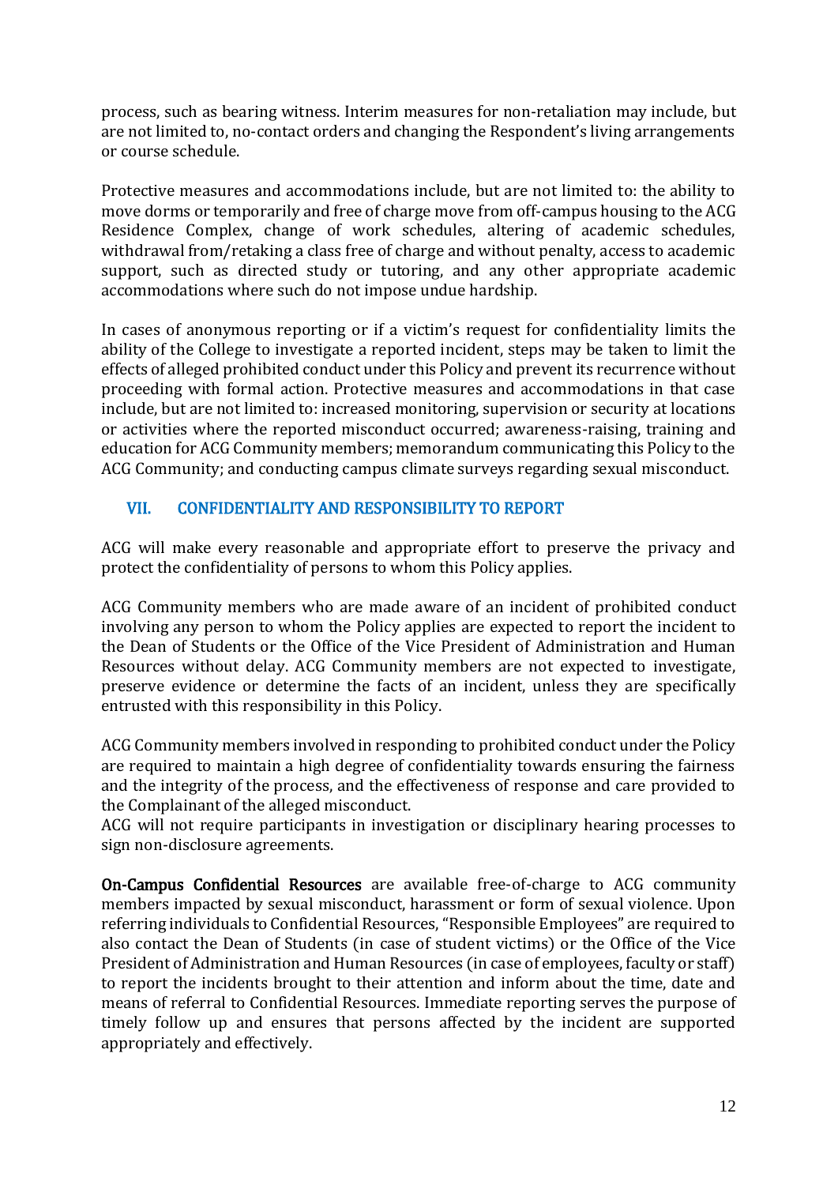process, such as bearing witness. Interim measures for non-retaliation may include, but are not limited to, no-contact orders and changing the Respondent's living arrangements or course schedule.

Protective measures and accommodations include, but are not limited to: the ability to move dorms or temporarily and free of charge move from off-campus housing to the ACG Residence Complex, change of work schedules, altering of academic schedules, withdrawal from/retaking a class free of charge and without penalty, access to academic support, such as directed study or tutoring, and any other appropriate academic accommodations where such do not impose undue hardship.

In cases of anonymous reporting or if a victim's request for confidentiality limits the ability of the College to investigate a reported incident, steps may be taken to limit the effects of alleged prohibited conduct under this Policy and prevent its recurrence without proceeding with formal action. Protective measures and accommodations in that case include, but are not limited to: increased monitoring, supervision or security at locations or activities where the reported misconduct occurred; awareness-raising, training and education for ACG Community members; memorandum communicating this Policy to the ACG Community; and conducting campus climate surveys regarding sexual misconduct.

## VII. CONFIDENTIALITY AND RESPONSIBILITY TO REPORT

ACG will make every reasonable and appropriate effort to preserve the privacy and protect the confidentiality of persons to whom this Policy applies.

ACG Community members who are made aware of an incident of prohibited conduct involving any person to whom the Policy applies are expected to report the incident to the Dean of Students or the Office of the Vice President of Administration and Human Resources without delay. ACG Community members are not expected to investigate, preserve evidence or determine the facts of an incident, unless they are specifically entrusted with this responsibility in this Policy.

ACG Community members involved in responding to prohibited conduct under the Policy are required to maintain a high degree of confidentiality towards ensuring the fairness and the integrity of the process, and the effectiveness of response and care provided to the Complainant of the alleged misconduct.
ACG will not require participants in investigation or disciplinary hearing processes to sign non-disclosure agreements.

**On-Campus Confidential Resources** are available free-of-charge to ACG community members impacted by sexual misconduct, harassment or form of sexual violence. Upon referring individuals to Confidential Resources, "Responsible Employees" are required to also contact the Dean of Students (in case of student victims) or the Office of the Vice President of Administration and Human Resources (in case of employees, faculty or staff) to report the incidents brought to their attention and inform about the time, date and means of referral to Confidential Resources. Immediate reporting serves the purpose of timely follow up and ensures that persons affected by the incident are supported appropriately and effectively.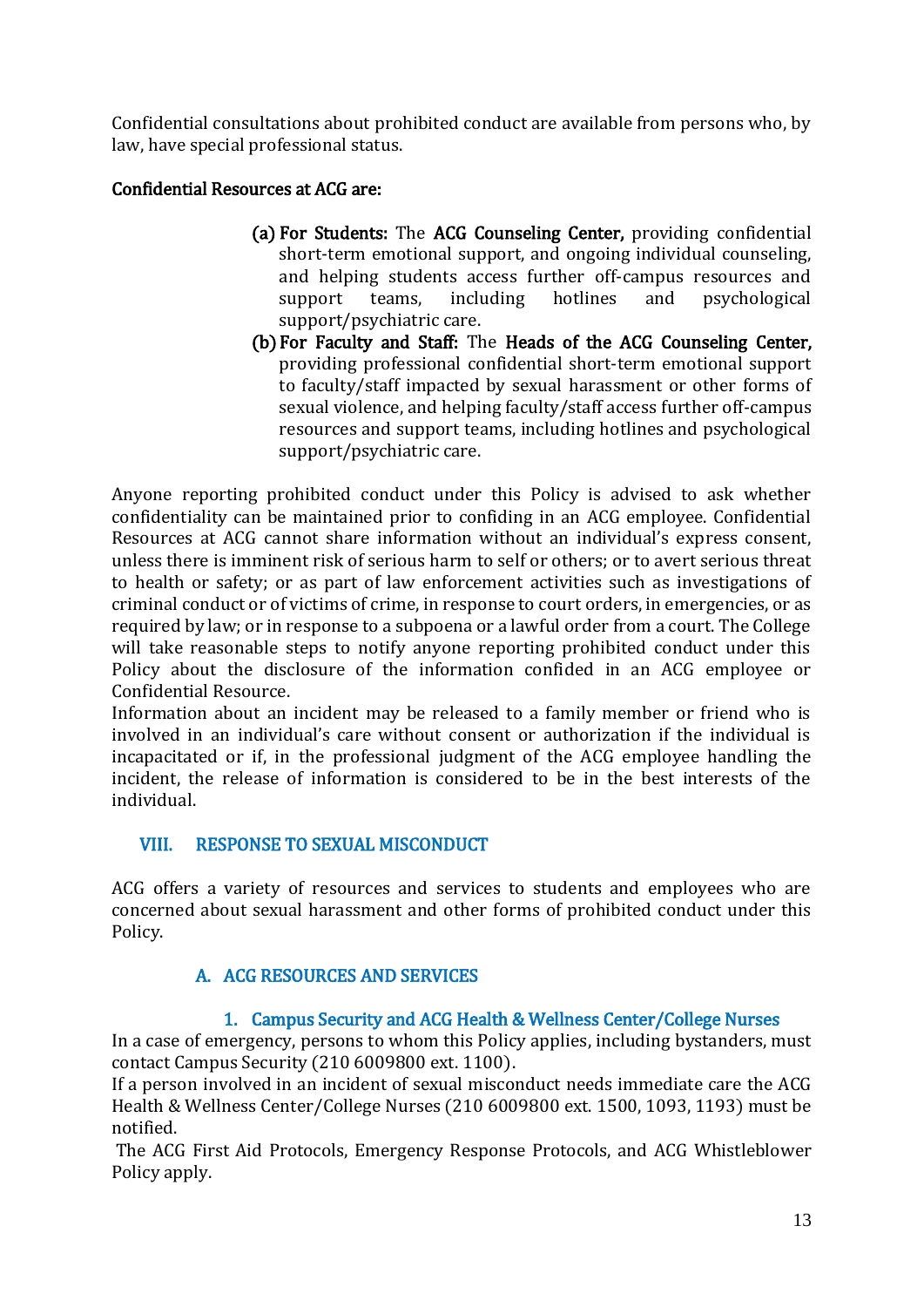Confidential consultations about prohibited conduct are available from persons who, by law, have special professional status.

**Confidential Resources at ACG are:**

(a) **For Students:** The **ACG Counseling Center,** providing confidential short-term emotional support, and ongoing individual counseling, and helping students access further off-campus resources and support teams, including hotlines and psychological support/psychiatric care.

(b) **For Faculty and Staff:** The **Heads of the ACG Counseling Center,** providing professional confidential short-term emotional support to faculty/staff impacted by sexual harassment or other forms of sexual violence, and helping faculty/staff access further off-campus resources and support teams, including hotlines and psychological support/psychiatric care.

Anyone reporting prohibited conduct under this Policy is advised to ask whether confidentiality can be maintained prior to confiding in an ACG employee. Confidential Resources at ACG cannot share information without an individual's express consent, unless there is imminent risk of serious harm to self or others; or to avert serious threat to health or safety; or as part of law enforcement activities such as investigations of criminal conduct or of victims of crime, in response to court orders, in emergencies, or as required by law; or in response to a subpoena or a lawful order from a court. The College will take reasonable steps to notify anyone reporting prohibited conduct under this Policy about the disclosure of the information confided in an ACG employee or Confidential Resource.

Information about an incident may be released to a family member or friend who is involved in an individual's care without consent or authorization if the individual is incapacitated or if, in the professional judgment of the ACG employee handling the incident, the release of information is considered to be in the best interests of the individual.

## VIII. RESPONSE TO SEXUAL MISCONDUCT

ACG offers a variety of resources and services to students and employees who are concerned about sexual harassment and other forms of prohibited conduct under this Policy.

### A. ACG RESOURCES AND SERVICES

#### 1. Campus Security and ACG Health & Wellness Center/College Nurses

In a case of emergency, persons to whom this Policy applies, including bystanders, must contact Campus Security (210 6009800 ext. 1100).

If a person involved in an incident of sexual misconduct needs immediate care the ACG Health & Wellness Center/College Nurses (210 6009800 ext. 1500, 1093, 1193) must be notified.

The ACG First Aid Protocols, Emergency Response Protocols, and ACG Whistleblower Policy apply.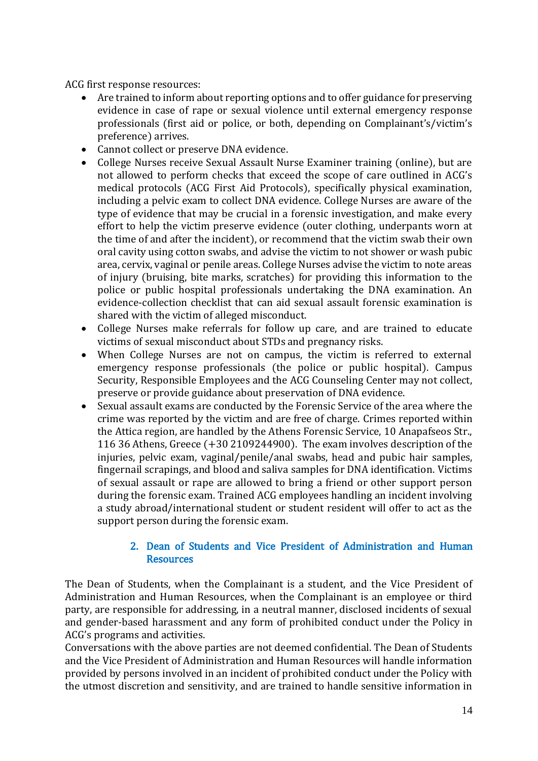ACG first response resources:

- Are trained to inform about reporting options and to offer guidance for preserving evidence in case of rape or sexual violence until external emergency response professionals (first aid or police, or both, depending on Complainant's/victim's preference) arrives.
- Cannot collect or preserve DNA evidence.
- College Nurses receive Sexual Assault Nurse Examiner training (online), but are not allowed to perform checks that exceed the scope of care outlined in ACG's medical protocols (ACG First Aid Protocols), specifically physical examination, including a pelvic exam to collect DNA evidence. College Nurses are aware of the type of evidence that may be crucial in a forensic investigation, and make every effort to help the victim preserve evidence (outer clothing, underpants worn at the time of and after the incident), or recommend that the victim swab their own oral cavity using cotton swabs, and advise the victim to not shower or wash pubic area, cervix, vaginal or penile areas. College Nurses advise the victim to note areas of injury (bruising, bite marks, scratches) for providing this information to the police or public hospital professionals undertaking the DNA examination. An evidence-collection checklist that can aid sexual assault forensic examination is shared with the victim of alleged misconduct.
- College Nurses make referrals for follow up care, and are trained to educate victims of sexual misconduct about STDs and pregnancy risks.
- When College Nurses are not on campus, the victim is referred to external emergency response professionals (the police or public hospital). Campus Security, Responsible Employees and the ACG Counseling Center may not collect, preserve or provide guidance about preservation of DNA evidence.
- Sexual assault exams are conducted by the Forensic Service of the area where the crime was reported by the victim and are free of charge. Crimes reported within the Attica region, are handled by the Athens Forensic Service, 10 Anapafseos Str., 116 36 Athens, Greece (+30 2109244900). The exam involves description of the injuries, pelvic exam, vaginal/penile/anal swabs, head and pubic hair samples, fingernail scrapings, and blood and saliva samples for DNA identification. Victims of sexual assault or rape are allowed to bring a friend or other support person during the forensic exam. Trained ACG employees handling an incident involving a study abroad/international student or student resident will offer to act as the support person during the forensic exam.

### 2. Dean of Students and Vice President of Administration and Human Resources

The Dean of Students, when the Complainant is a student, and the Vice President of Administration and Human Resources, when the Complainant is an employee or third party, are responsible for addressing, in a neutral manner, disclosed incidents of sexual and gender-based harassment and any form of prohibited conduct under the Policy in ACG's programs and activities.

Conversations with the above parties are not deemed confidential. The Dean of Students and the Vice President of Administration and Human Resources will handle information provided by persons involved in an incident of prohibited conduct under the Policy with the utmost discretion and sensitivity, and are trained to handle sensitive information in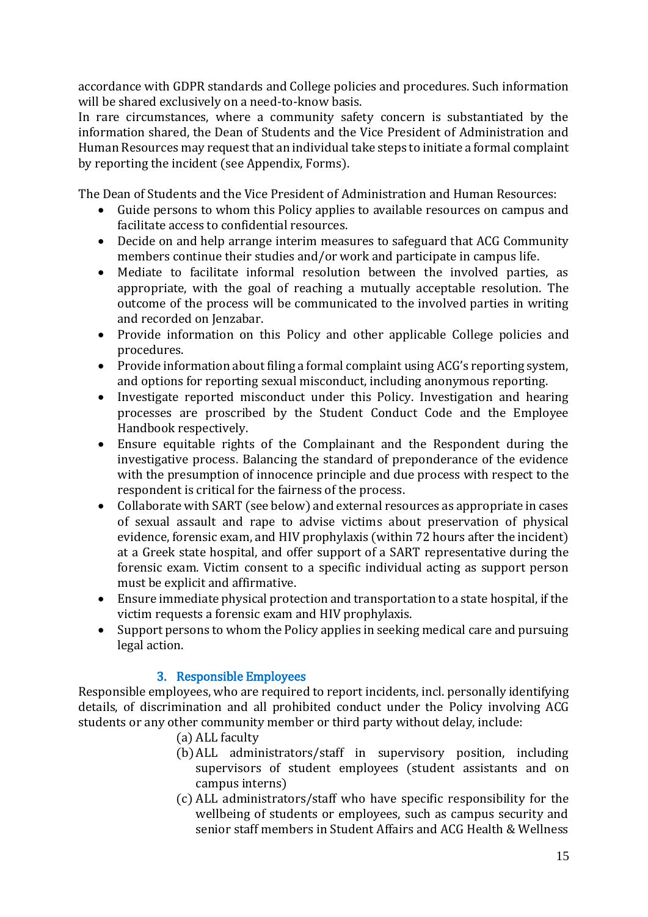accordance with GDPR standards and College policies and procedures. Such information will be shared exclusively on a need-to-know basis.
In rare circumstances, where a community safety concern is substantiated by the information shared, the Dean of Students and the Vice President of Administration and Human Resources may request that an individual take steps to initiate a formal complaint by reporting the incident (see Appendix, Forms).

The Dean of Students and the Vice President of Administration and Human Resources:

- Guide persons to whom this Policy applies to available resources on campus and facilitate access to confidential resources.
- Decide on and help arrange interim measures to safeguard that ACG Community members continue their studies and/or work and participate in campus life.
- Mediate to facilitate informal resolution between the involved parties, as appropriate, with the goal of reaching a mutually acceptable resolution. The outcome of the process will be communicated to the involved parties in writing and recorded on Jenzabar.
- Provide information on this Policy and other applicable College policies and procedures.
- Provide information about filing a formal complaint using ACG's reporting system, and options for reporting sexual misconduct, including anonymous reporting.
- Investigate reported misconduct under this Policy. Investigation and hearing processes are proscribed by the Student Conduct Code and the Employee Handbook respectively.
- Ensure equitable rights of the Complainant and the Respondent during the investigative process. Balancing the standard of preponderance of the evidence with the presumption of innocence principle and due process with respect to the respondent is critical for the fairness of the process.
- Collaborate with SART (see below) and external resources as appropriate in cases of sexual assault and rape to advise victims about preservation of physical evidence, forensic exam, and HIV prophylaxis (within 72 hours after the incident) at a Greek state hospital, and offer support of a SART representative during the forensic exam. Victim consent to a specific individual acting as support person must be explicit and affirmative.
- Ensure immediate physical protection and transportation to a state hospital, if the victim requests a forensic exam and HIV prophylaxis.
- Support persons to whom the Policy applies in seeking medical care and pursuing legal action.

### 3. Responsible Employees

Responsible employees, who are required to report incidents, incl. personally identifying details, of discrimination and all prohibited conduct under the Policy involving ACG students or any other community member or third party without delay, include:

(a) ALL faculty
(b) ALL administrators/staff in supervisory position, including supervisors of student employees (student assistants and on campus interns)
(c) ALL administrators/staff who have specific responsibility for the wellbeing of students or employees, such as campus security and senior staff members in Student Affairs and ACG Health & Wellness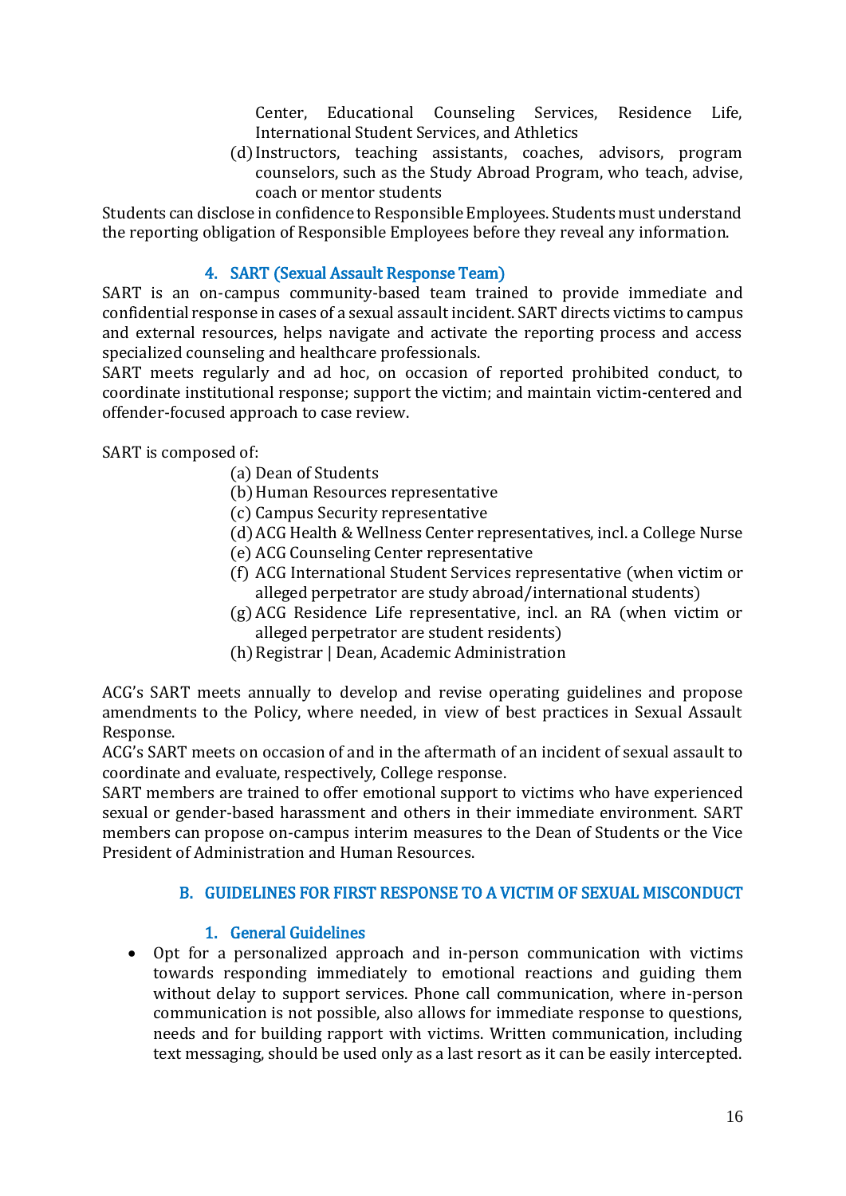Center, Educational Counseling Services, Residence Life, International Student Services, and Athletics

(d) Instructors, teaching assistants, coaches, advisors, program counselors, such as the Study Abroad Program, who teach, advise, coach or mentor students

Students can disclose in confidence to Responsible Employees. Students must understand the reporting obligation of Responsible Employees before they reveal any information.

### 4. SART (Sexual Assault Response Team)

SART is an on-campus community-based team trained to provide immediate and confidential response in cases of a sexual assault incident. SART directs victims to campus and external resources, helps navigate and activate the reporting process and access specialized counseling and healthcare professionals.

SART meets regularly and ad hoc, on occasion of reported prohibited conduct, to coordinate institutional response; support the victim; and maintain victim-centered and offender-focused approach to case review.

SART is composed of:

(a) Dean of Students

(b) Human Resources representative

(c) Campus Security representative

(d) ACG Health & Wellness Center representatives, incl. a College Nurse

(e) ACG Counseling Center representative

(f) ACG International Student Services representative (when victim or alleged perpetrator are study abroad/international students)

(g) ACG Residence Life representative, incl. an RA (when victim or alleged perpetrator are student residents)

(h) Registrar | Dean, Academic Administration

ACG's SART meets annually to develop and revise operating guidelines and propose amendments to the Policy, where needed, in view of best practices in Sexual Assault Response.

ACG's SART meets on occasion of and in the aftermath of an incident of sexual assault to coordinate and evaluate, respectively, College response.

SART members are trained to offer emotional support to victims who have experienced sexual or gender-based harassment and others in their immediate environment. SART members can propose on-campus interim measures to the Dean of Students or the Vice President of Administration and Human Resources.

## B. GUIDELINES FOR FIRST RESPONSE TO A VICTIM OF SEXUAL MISCONDUCT

### 1. General Guidelines

- Opt for a personalized approach and in-person communication with victims towards responding immediately to emotional reactions and guiding them without delay to support services. Phone call communication, where in-person communication is not possible, also allows for immediate response to questions, needs and for building rapport with victims. Written communication, including text messaging, should be used only as a last resort as it can be easily intercepted.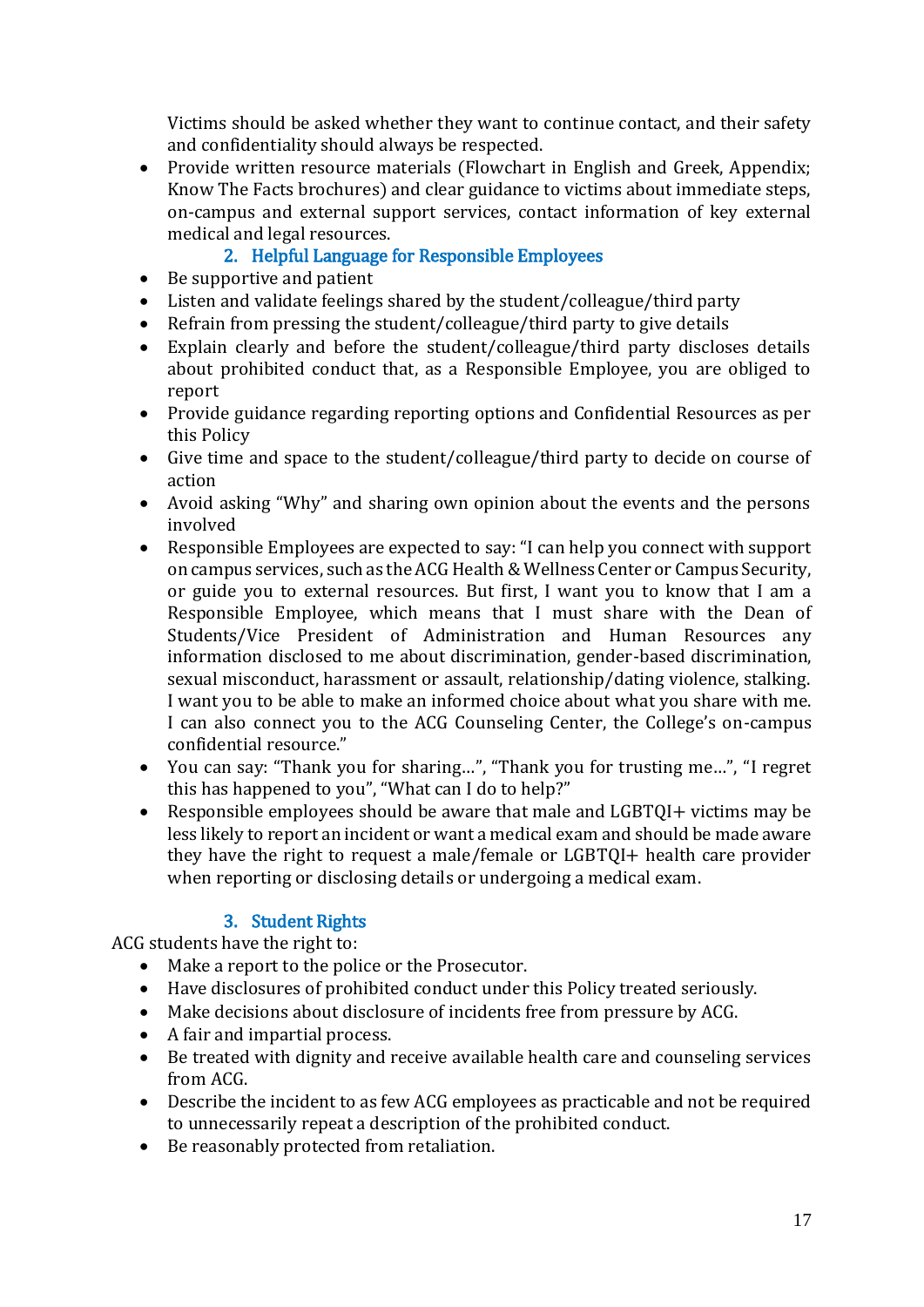Victims should be asked whether they want to continue contact, and their safety and confidentiality should always be respected.

- Provide written resource materials (Flowchart in English and Greek, Appendix; Know The Facts brochures) and clear guidance to victims about immediate steps, on-campus and external support services, contact information of key external medical and legal resources.

### 2. Helpful Language for Responsible Employees

- Be supportive and patient
- Listen and validate feelings shared by the student/colleague/third party
- Refrain from pressing the student/colleague/third party to give details
- Explain clearly and before the student/colleague/third party discloses details about prohibited conduct that, as a Responsible Employee, you are obliged to report
- Provide guidance regarding reporting options and Confidential Resources as per this Policy
- Give time and space to the student/colleague/third party to decide on course of action
- Avoid asking "Why" and sharing own opinion about the events and the persons involved
- Responsible Employees are expected to say: "I can help you connect with support on campus services, such as the ACG Health & Wellness Center or Campus Security, or guide you to external resources. But first, I want you to know that I am a Responsible Employee, which means that I must share with the Dean of Students/Vice President of Administration and Human Resources any information disclosed to me about discrimination, gender-based discrimination, sexual misconduct, harassment or assault, relationship/dating violence, stalking. I want you to be able to make an informed choice about what you share with me. I can also connect you to the ACG Counseling Center, the College's on-campus confidential resource."
- You can say: "Thank you for sharing…", "Thank you for trusting me…", "I regret this has happened to you", "What can I do to help?"
- Responsible employees should be aware that male and LGBTQI+ victims may be less likely to report an incident or want a medical exam and should be made aware they have the right to request a male/female or LGBTQI+ health care provider when reporting or disclosing details or undergoing a medical exam.

### 3. Student Rights

ACG students have the right to:

- Make a report to the police or the Prosecutor.
- Have disclosures of prohibited conduct under this Policy treated seriously.
- Make decisions about disclosure of incidents free from pressure by ACG.
- A fair and impartial process.
- Be treated with dignity and receive available health care and counseling services from ACG.
- Describe the incident to as few ACG employees as practicable and not be required to unnecessarily repeat a description of the prohibited conduct.
- Be reasonably protected from retaliation.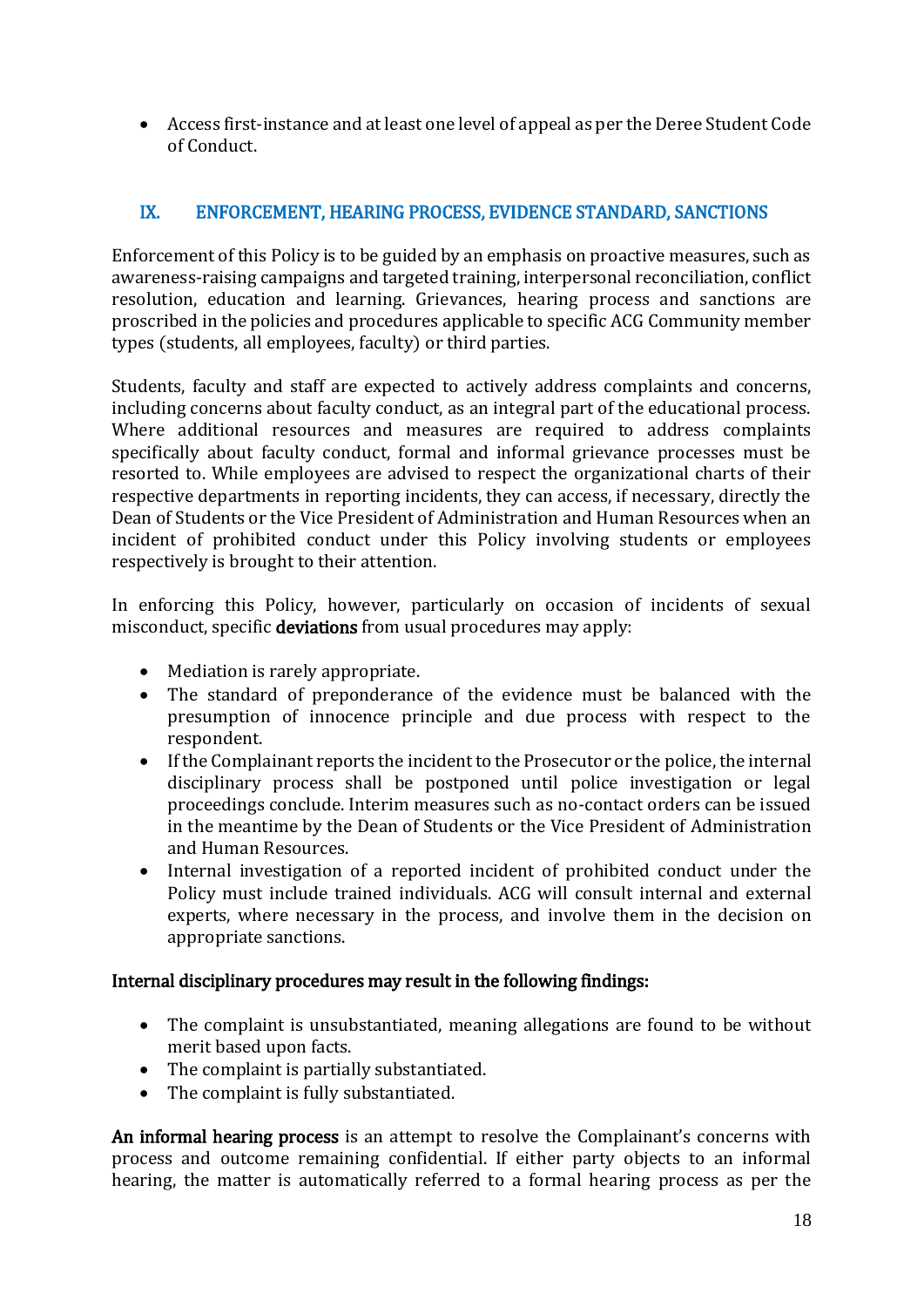- Access first-instance and at least one level of appeal as per the Deree Student Code of Conduct.

## IX. ENFORCEMENT, HEARING PROCESS, EVIDENCE STANDARD, SANCTIONS

Enforcement of this Policy is to be guided by an emphasis on proactive measures, such as awareness-raising campaigns and targeted training, interpersonal reconciliation, conflict resolution, education and learning. Grievances, hearing process and sanctions are proscribed in the policies and procedures applicable to specific ACG Community member types (students, all employees, faculty) or third parties.

Students, faculty and staff are expected to actively address complaints and concerns, including concerns about faculty conduct, as an integral part of the educational process. Where additional resources and measures are required to address complaints specifically about faculty conduct, formal and informal grievance processes must be resorted to. While employees are advised to respect the organizational charts of their respective departments in reporting incidents, they can access, if necessary, directly the Dean of Students or the Vice President of Administration and Human Resources when an incident of prohibited conduct under this Policy involving students or employees respectively is brought to their attention.

In enforcing this Policy, however, particularly on occasion of incidents of sexual misconduct, specific **deviations** from usual procedures may apply:

- Mediation is rarely appropriate.
- The standard of preponderance of the evidence must be balanced with the presumption of innocence principle and due process with respect to the respondent.
- If the Complainant reports the incident to the Prosecutor or the police, the internal disciplinary process shall be postponed until police investigation or legal proceedings conclude. Interim measures such as no-contact orders can be issued in the meantime by the Dean of Students or the Vice President of Administration and Human Resources.
- Internal investigation of a reported incident of prohibited conduct under the Policy must include trained individuals. ACG will consult internal and external experts, where necessary in the process, and involve them in the decision on appropriate sanctions.

**Internal disciplinary procedures may result in the following findings:**

- The complaint is unsubstantiated, meaning allegations are found to be without merit based upon facts.
- The complaint is partially substantiated.
- The complaint is fully substantiated.

**An informal hearing process** is an attempt to resolve the Complainant's concerns with process and outcome remaining confidential. If either party objects to an informal hearing, the matter is automatically referred to a formal hearing process as per the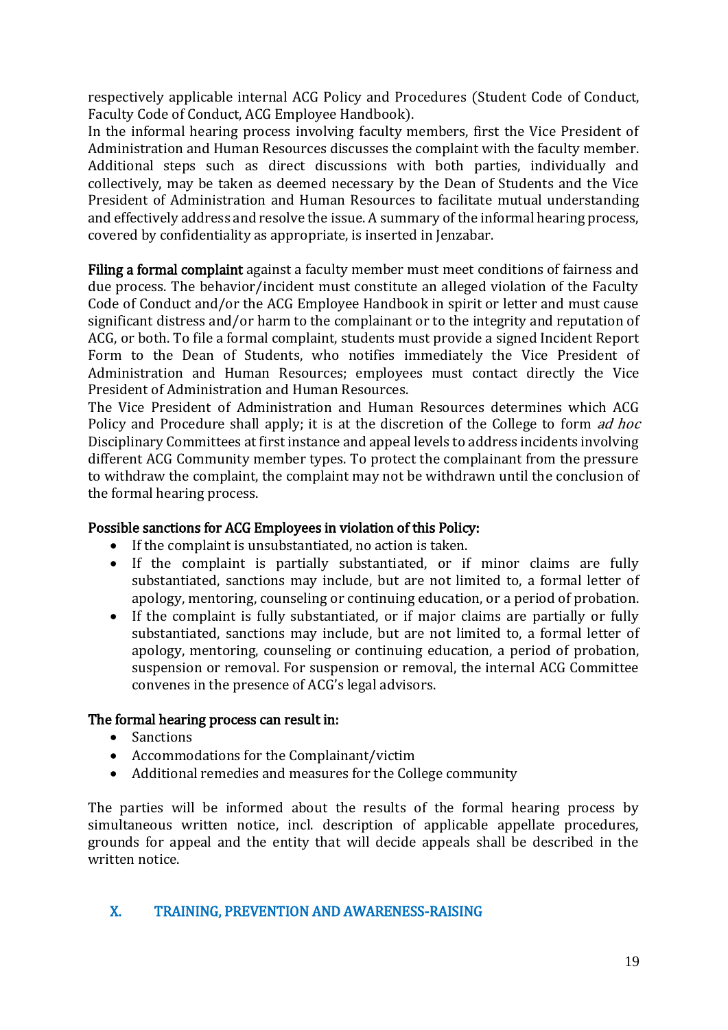respectively applicable internal ACG Policy and Procedures (Student Code of Conduct, Faculty Code of Conduct, ACG Employee Handbook).

In the informal hearing process involving faculty members, first the Vice President of Administration and Human Resources discusses the complaint with the faculty member. Additional steps such as direct discussions with both parties, individually and collectively, may be taken as deemed necessary by the Dean of Students and the Vice President of Administration and Human Resources to facilitate mutual understanding and effectively address and resolve the issue. A summary of the informal hearing process, covered by confidentiality as appropriate, is inserted in Jenzabar.

**Filing a formal complaint** against a faculty member must meet conditions of fairness and due process. The behavior/incident must constitute an alleged violation of the Faculty Code of Conduct and/or the ACG Employee Handbook in spirit or letter and must cause significant distress and/or harm to the complainant or to the integrity and reputation of ACG, or both. To file a formal complaint, students must provide a signed Incident Report Form to the Dean of Students, who notifies immediately the Vice President of Administration and Human Resources; employees must contact directly the Vice President of Administration and Human Resources.

The Vice President of Administration and Human Resources determines which ACG Policy and Procedure shall apply; it is at the discretion of the College to form *ad hoc* Disciplinary Committees at first instance and appeal levels to address incidents involving different ACG Community member types. To protect the complainant from the pressure to withdraw the complaint, the complaint may not be withdrawn until the conclusion of the formal hearing process.

**Possible sanctions for ACG Employees in violation of this Policy:**

- If the complaint is unsubstantiated, no action is taken.
- If the complaint is partially substantiated, or if minor claims are fully substantiated, sanctions may include, but are not limited to, a formal letter of apology, mentoring, counseling or continuing education, or a period of probation.
- If the complaint is fully substantiated, or if major claims are partially or fully substantiated, sanctions may include, but are not limited to, a formal letter of apology, mentoring, counseling or continuing education, a period of probation, suspension or removal. For suspension or removal, the internal ACG Committee convenes in the presence of ACG's legal advisors.

**The formal hearing process can result in:**

- Sanctions
- Accommodations for the Complainant/victim
- Additional remedies and measures for the College community

The parties will be informed about the results of the formal hearing process by simultaneous written notice, incl. description of applicable appellate procedures, grounds for appeal and the entity that will decide appeals shall be described in the written notice.

## X. TRAINING, PREVENTION AND AWARENESS-RAISING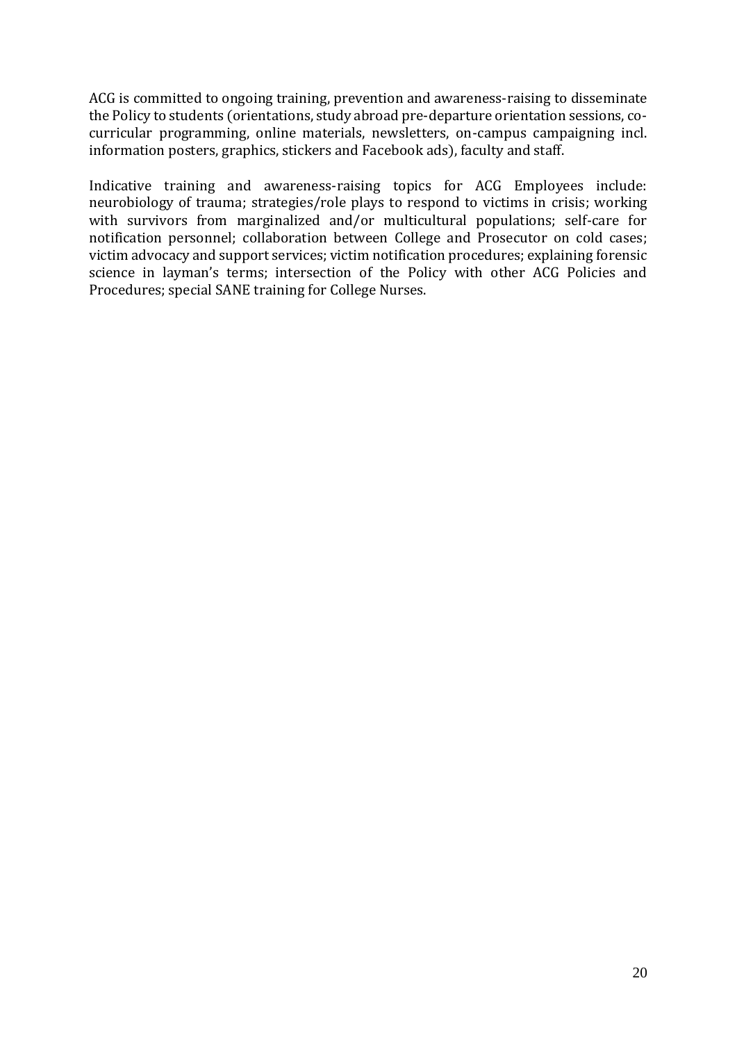ACG is committed to ongoing training, prevention and awareness-raising to disseminate the Policy to students (orientations, study abroad pre-departure orientation sessions, co-curricular programming, online materials, newsletters, on-campus campaigning incl. information posters, graphics, stickers and Facebook ads), faculty and staff.

Indicative training and awareness-raising topics for ACG Employees include: neurobiology of trauma; strategies/role plays to respond to victims in crisis; working with survivors from marginalized and/or multicultural populations; self-care for notification personnel; collaboration between College and Prosecutor on cold cases; victim advocacy and support services; victim notification procedures; explaining forensic science in layman's terms; intersection of the Policy with other ACG Policies and Procedures; special SANE training for College Nurses.